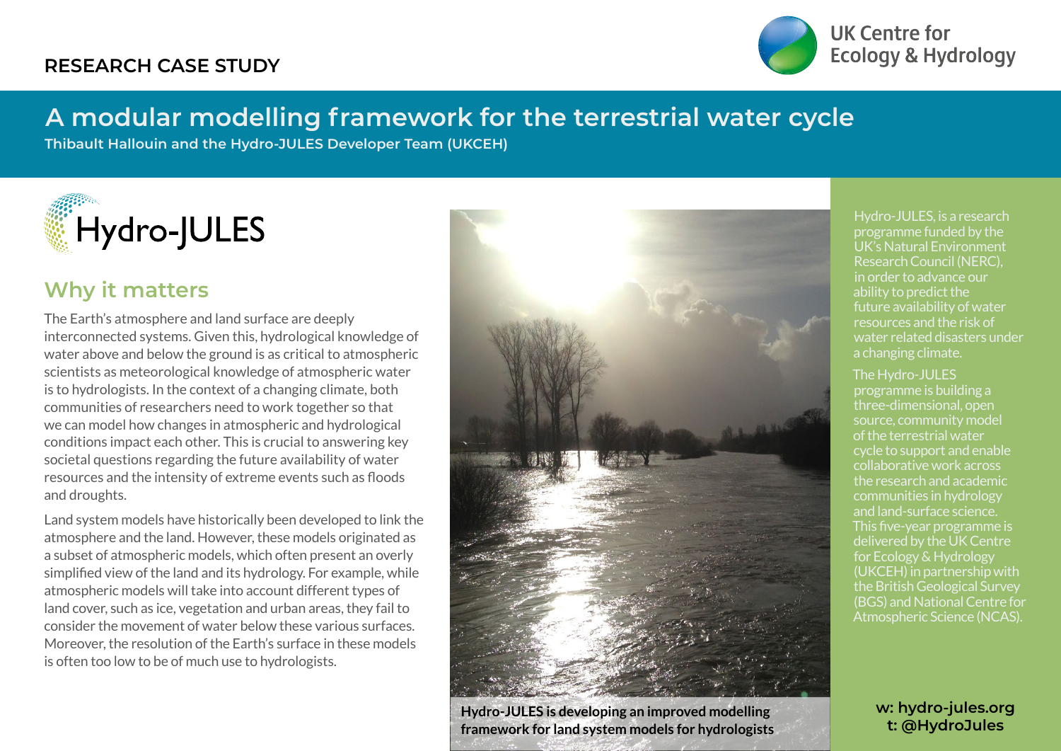RESEARCH CASE STUDY

UK Centre for Ecology & Hydrology

# A modular modelling framework for the terrestrial water cycle

**Thibault Hallouin and the Hydro-JULES Developer Team (UKCEH)**

Hydro-JULES

## Why it matters

The Earth's atmosphere and land surface are deeply interconnected systems. Given this, hydrological knowledge of water above and below the ground is as critical to atmospheric scientists as meteorological knowledge of atmospheric water is to hydrologists. In the context of a changing climate, both communities of researchers need to work together so that we can model how changes in atmospheric and hydrological conditions impact each other. This is crucial to answering key societal questions regarding the future availability of water resources and the intensity of extreme events such as floods and droughts.

Land system models have historically been developed to link the atmosphere and the land. However, these models originated as a subset of atmospheric models, which often present an overly simplified view of the land and its hydrology. For example, while atmospheric models will take into account different types of land cover, such as ice, vegetation and urban areas, they fail to consider the movement of water below these various surfaces. Moreover, the resolution of the Earth's surface in these models is often too low to be of much use to hydrologists.

**Hydro-JULES is developing an improved modelling framework for land system models for hydrologists**

Hydro-JULES, is a research programme funded by the UK's Natural Environment Research Council (NERC), in order to advance our ability to predict the future availability of water resources and the risk of water related disasters under a changing climate.

The Hydro-JULES programme is building a three-dimensional, open source, community model of the terrestrial water cycle to support and enable collaborative work across the research and academic communities in hydrology and land-surface science. This five-year programme is delivered by the UK Centre for Ecology & Hydrology (UKCEH) in partnership with the British Geological Survey (BGS) and National Centre for Atmospheric Science (NCAS).

**w: hydro-jules.org**
**t: @HydroJules**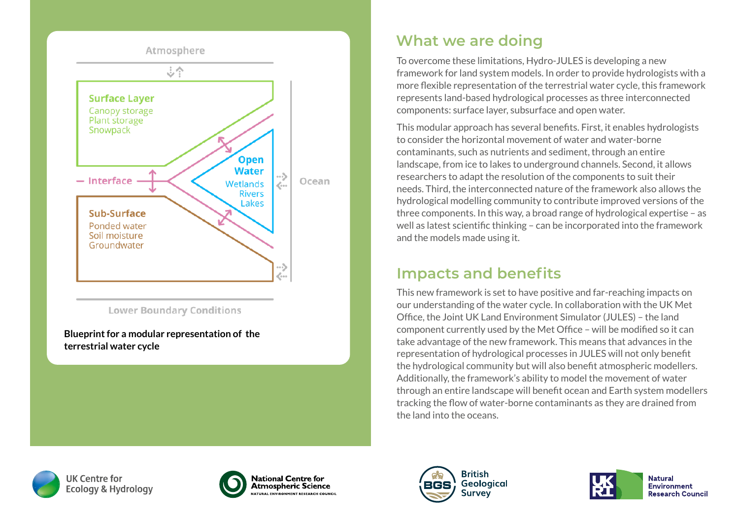Atmosphere

Surface Layer
Canopy storage
Plant storage
Snowpack

Open Water
Wetlands
Rivers
Lakes

Interface

Ocean

Sub-Surface
Ponded water
Soil moisture
Groundwater

Lower Boundary Conditions

**Blueprint for a modular representation of the terrestrial water cycle**

## What we are doing

To overcome these limitations, Hydro-JULES is developing a new framework for land system models. In order to provide hydrologists with a more flexible representation of the terrestrial water cycle, this framework represents land-based hydrological processes as three interconnected components: surface layer, subsurface and open water.

This modular approach has several benefits. First, it enables hydrologists to consider the horizontal movement of water and water-borne contaminants, such as nutrients and sediment, through an entire landscape, from ice to lakes to underground channels. Second, it allows researchers to adapt the resolution of the components to suit their needs. Third, the interconnected nature of the framework also allows the hydrological modelling community to contribute improved versions of the three components. In this way, a broad range of hydrological expertise – as well as latest scientific thinking – can be incorporated into the framework and the models made using it.

## Impacts and benefits

This new framework is set to have positive and far-reaching impacts on our understanding of the water cycle. In collaboration with the UK Met Office, the Joint UK Land Environment Simulator (JULES) – the land component currently used by the Met Office – will be modified so it can take advantage of the new framework. This means that advances in the representation of hydrological processes in JULES will not only benefit the hydrological community but will also benefit atmospheric modellers. Additionally, the framework's ability to model the movement of water through an entire landscape will benefit ocean and Earth system modellers tracking the flow of water-borne contaminants as they are drained from the land into the oceans.

UK Centre for Ecology & Hydrology

National Centre for Atmospheric Science
NATURAL ENVIRONMENT RESEARCH COUNCIL

British Geological Survey

Natural Environment Research Council